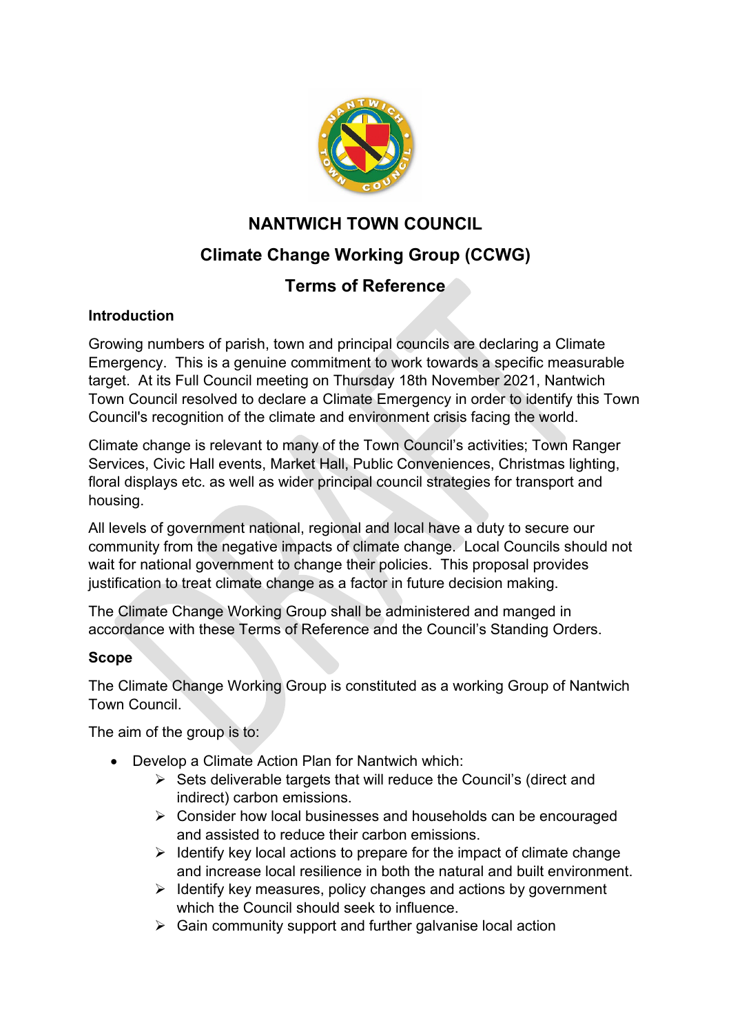# NANTWICH TOWN COUNCIL

## Climate Change Working Group (CCWG)

## Terms of Reference

### Introduction

Growing numbers of parish, town and principal councils are declaring a Climate Emergency. This is a genuine commitment to work towards a specific measurable target. At its Full Council meeting on Thursday 18th November 2021, Nantwich Town Council resolved to declare a Climate Emergency in order to identify this Town Council's recognition of the climate and environment crisis facing the world.

Climate change is relevant to many of the Town Council's activities; Town Ranger Services, Civic Hall events, Market Hall, Public Conveniences, Christmas lighting, floral displays etc. as well as wider principal council strategies for transport and housing.

All levels of government national, regional and local have a duty to secure our community from the negative impacts of climate change. Local Councils should not wait for national government to change their policies. This proposal provides justification to treat climate change as a factor in future decision making.

The Climate Change Working Group shall be administered and manged in accordance with these Terms of Reference and the Council's Standing Orders.

### Scope

The Climate Change Working Group is constituted as a working Group of Nantwich Town Council.

The aim of the group is to:

- Develop a Climate Action Plan for Nantwich which:
  - Sets deliverable targets that will reduce the Council's (direct and indirect) carbon emissions.
  - Consider how local businesses and households can be encouraged and assisted to reduce their carbon emissions.
  - Identify key local actions to prepare for the impact of climate change and increase local resilience in both the natural and built environment.
  - Identify key measures, policy changes and actions by government which the Council should seek to influence.
  - Gain community support and further galvanise local action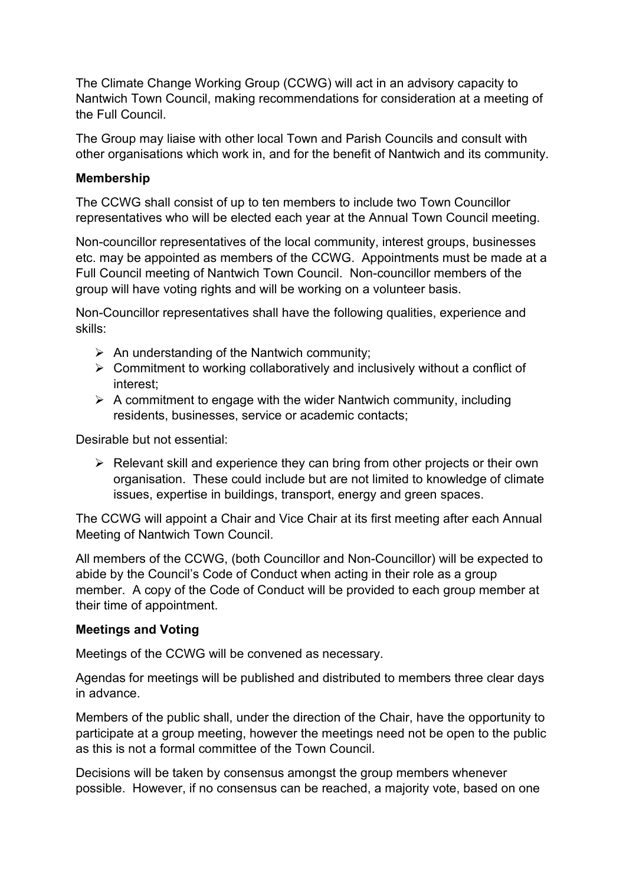The Climate Change Working Group (CCWG) will act in an advisory capacity to Nantwich Town Council, making recommendations for consideration at a meeting of the Full Council.

The Group may liaise with other local Town and Parish Councils and consult with other organisations which work in, and for the benefit of Nantwich and its community.

**Membership**

The CCWG shall consist of up to ten members to include two Town Councillor representatives who will be elected each year at the Annual Town Council meeting.

Non-councillor representatives of the local community, interest groups, businesses etc. may be appointed as members of the CCWG. Appointments must be made at a Full Council meeting of Nantwich Town Council. Non-councillor members of the group will have voting rights and will be working on a volunteer basis.

Non-Councillor representatives shall have the following qualities, experience and skills:

- An understanding of the Nantwich community;
- Commitment to working collaboratively and inclusively without a conflict of interest;
- A commitment to engage with the wider Nantwich community, including residents, businesses, service or academic contacts;

Desirable but not essential:

- Relevant skill and experience they can bring from other projects or their own organisation. These could include but are not limited to knowledge of climate issues, expertise in buildings, transport, energy and green spaces.

The CCWG will appoint a Chair and Vice Chair at its first meeting after each Annual Meeting of Nantwich Town Council.

All members of the CCWG, (both Councillor and Non-Councillor) will be expected to abide by the Council's Code of Conduct when acting in their role as a group member. A copy of the Code of Conduct will be provided to each group member at their time of appointment.

**Meetings and Voting**

Meetings of the CCWG will be convened as necessary.

Agendas for meetings will be published and distributed to members three clear days in advance.

Members of the public shall, under the direction of the Chair, have the opportunity to participate at a group meeting, however the meetings need not be open to the public as this is not a formal committee of the Town Council.

Decisions will be taken by consensus amongst the group members whenever possible. However, if no consensus can be reached, a majority vote, based on one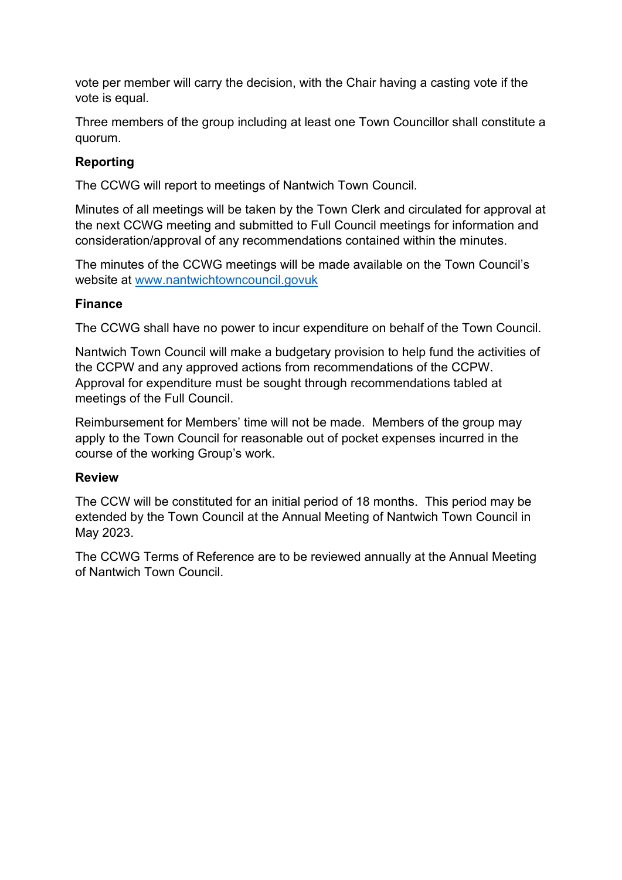vote per member will carry the decision, with the Chair having a casting vote if the vote is equal.

Three members of the group including at least one Town Councillor shall constitute a quorum.

**Reporting**

The CCWG will report to meetings of Nantwich Town Council.

Minutes of all meetings will be taken by the Town Clerk and circulated for approval at the next CCWG meeting and submitted to Full Council meetings for information and consideration/approval of any recommendations contained within the minutes.

The minutes of the CCWG meetings will be made available on the Town Council's website at [www.nantwichtowncouncil.govuk](www.nantwichtowncouncil.govuk)

**Finance**

The CCWG shall have no power to incur expenditure on behalf of the Town Council.

Nantwich Town Council will make a budgetary provision to help fund the activities of the CCPW and any approved actions from recommendations of the CCPW. Approval for expenditure must be sought through recommendations tabled at meetings of the Full Council.

Reimbursement for Members' time will not be made. Members of the group may apply to the Town Council for reasonable out of pocket expenses incurred in the course of the working Group's work.

**Review**

The CCW will be constituted for an initial period of 18 months. This period may be extended by the Town Council at the Annual Meeting of Nantwich Town Council in May 2023.

The CCWG Terms of Reference are to be reviewed annually at the Annual Meeting of Nantwich Town Council.